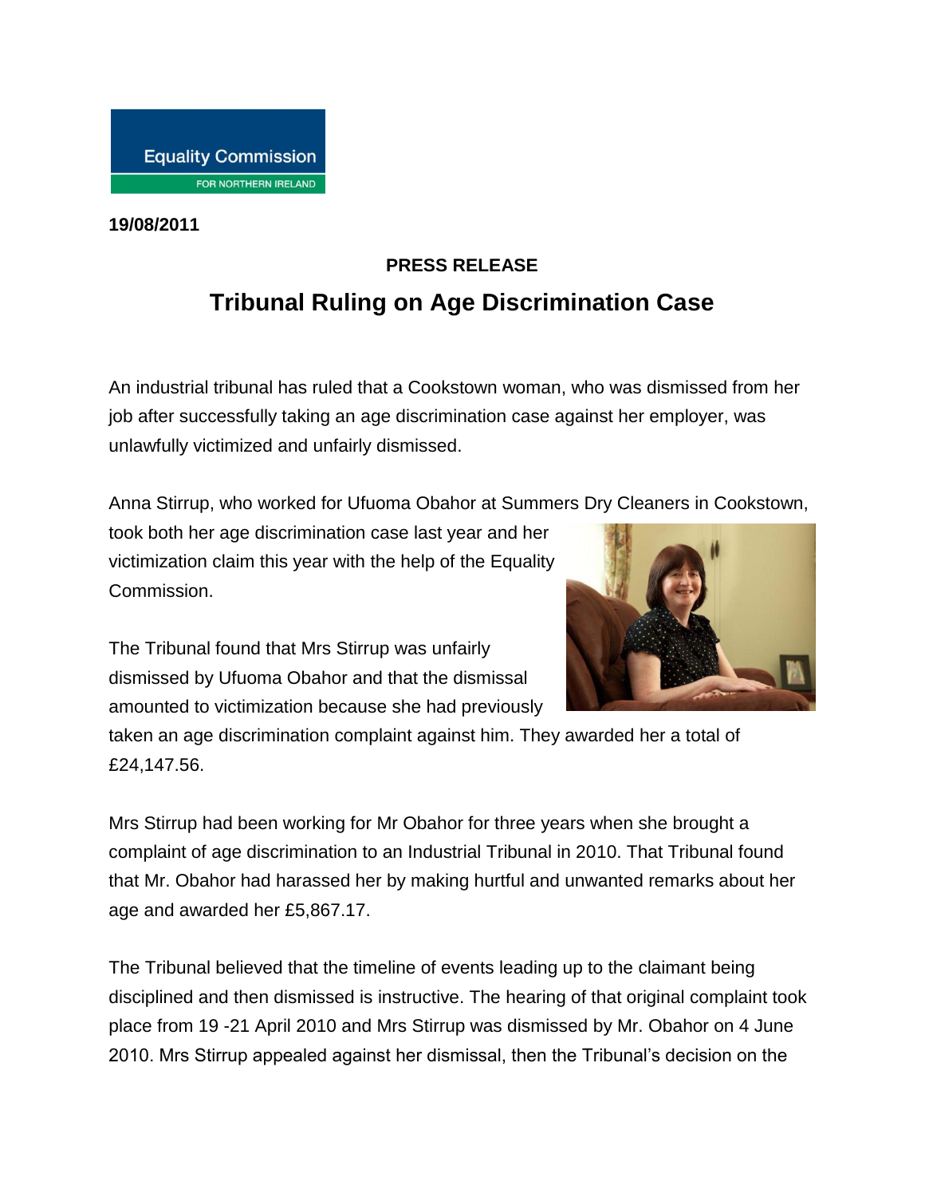Equality Commission FOR NORTHERN IRELAND

**19/08/2011**

**PRESS RELEASE**

# Tribunal Ruling on Age Discrimination Case

An industrial tribunal has ruled that a Cookstown woman, who was dismissed from her job after successfully taking an age discrimination case against her employer, was unlawfully victimized and unfairly dismissed.

Anna Stirrup, who worked for Ufuoma Obahor at Summers Dry Cleaners in Cookstown, took both her age discrimination case last year and her victimization claim this year with the help of the Equality Commission.

The Tribunal found that Mrs Stirrup was unfairly dismissed by Ufuoma Obahor and that the dismissal amounted to victimization because she had previously taken an age discrimination complaint against him. They awarded her a total of £24,147.56.

Mrs Stirrup had been working for Mr Obahor for three years when she brought a complaint of age discrimination to an Industrial Tribunal in 2010. That Tribunal found that Mr. Obahor had harassed her by making hurtful and unwanted remarks about her age and awarded her £5,867.17.

The Tribunal believed that the timeline of events leading up to the claimant being disciplined and then dismissed is instructive. The hearing of that original complaint took place from 19 -21 April 2010 and Mrs Stirrup was dismissed by Mr. Obahor on 4 June 2010. Mrs Stirrup appealed against her dismissal, then the Tribunal's decision on the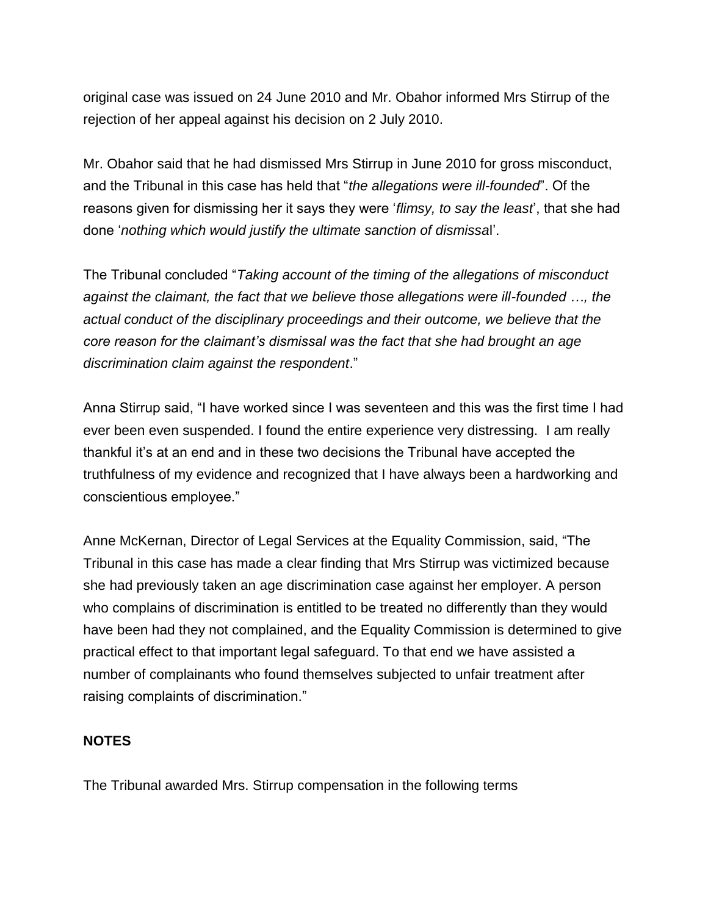original case was issued on 24 June 2010 and Mr. Obahor informed Mrs Stirrup of the rejection of her appeal against his decision on 2 July 2010.

Mr. Obahor said that he had dismissed Mrs Stirrup in June 2010 for gross misconduct, and the Tribunal in this case has held that "*the allegations were ill-founded*". Of the reasons given for dismissing her it says they were '*flimsy, to say the least*', that she had done '*nothing which would justify the ultimate sanction of dismissal*'.

The Tribunal concluded "*Taking account of the timing of the allegations of misconduct against the claimant, the fact that we believe those allegations were ill-founded …, the actual conduct of the disciplinary proceedings and their outcome, we believe that the core reason for the claimant's dismissal was the fact that she had brought an age discrimination claim against the respondent*."

Anna Stirrup said, "I have worked since I was seventeen and this was the first time I had ever been even suspended. I found the entire experience very distressing. I am really thankful it's at an end and in these two decisions the Tribunal have accepted the truthfulness of my evidence and recognized that I have always been a hardworking and conscientious employee."

Anne McKernan, Director of Legal Services at the Equality Commission, said, "The Tribunal in this case has made a clear finding that Mrs Stirrup was victimized because she had previously taken an age discrimination case against her employer. A person who complains of discrimination is entitled to be treated no differently than they would have been had they not complained, and the Equality Commission is determined to give practical effect to that important legal safeguard. To that end we have assisted a number of complainants who found themselves subjected to unfair treatment after raising complaints of discrimination."

**NOTES**

The Tribunal awarded Mrs. Stirrup compensation in the following terms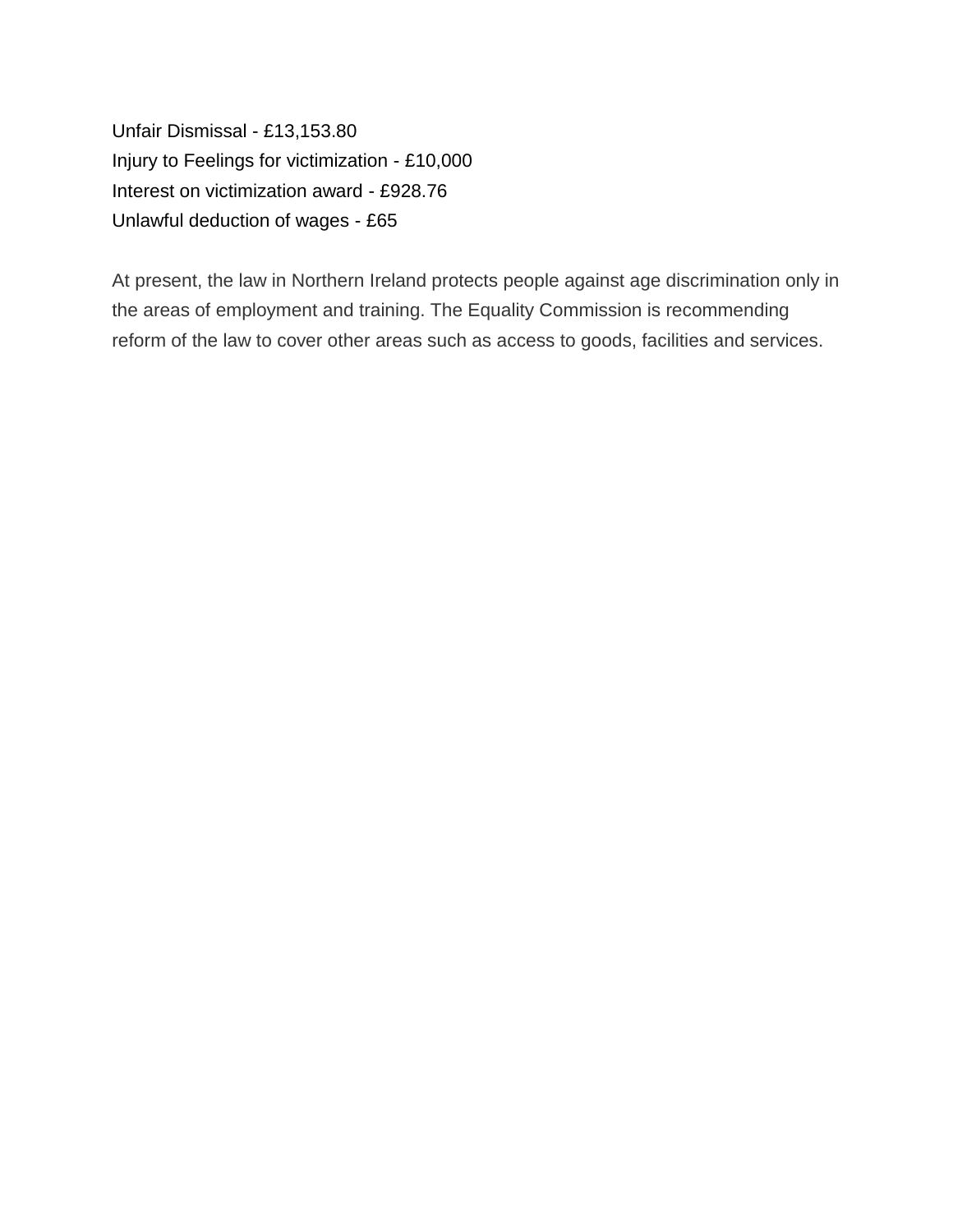Unfair Dismissal - £13,153.80
Injury to Feelings for victimization - £10,000
Interest on victimization award - £928.76
Unlawful deduction of wages - £65

At present, the law in Northern Ireland protects people against age discrimination only in the areas of employment and training. The Equality Commission is recommending reform of the law to cover other areas such as access to goods, facilities and services.